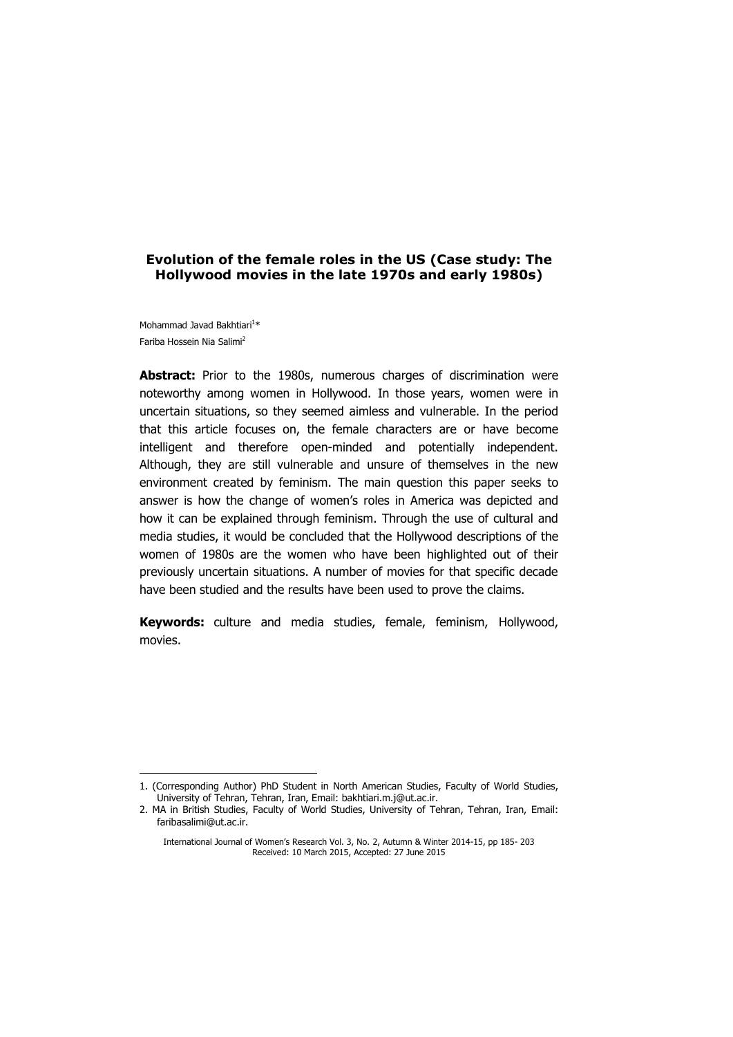# Evolution of the female roles in the US (Case study: The Hollywood movies in the late 1970s and early 1980s)

Mohammad Javad Bakhtiari[1]*

Fariba Hossein Nia Salimi[2]

**Abstract:** Prior to the 1980s, numerous charges of discrimination were noteworthy among women in Hollywood. In those years, women were in uncertain situations, so they seemed aimless and vulnerable. In the period that this article focuses on, the female characters are or have become intelligent and therefore open-minded and potentially independent. Although, they are still vulnerable and unsure of themselves in the new environment created by feminism. The main question this paper seeks to answer is how the change of women's roles in America was depicted and how it can be explained through feminism. Through the use of cultural and media studies, it would be concluded that the Hollywood descriptions of the women of 1980s are the women who have been highlighted out of their previously uncertain situations. A number of movies for that specific decade have been studied and the results have been used to prove the claims.

**Keywords:** culture and media studies, female, feminism, Hollywood, movies.

---

1. (Corresponding Author) PhD Student in North American Studies, Faculty of World Studies, University of Tehran, Tehran, Iran, Email: bakhtiari.m.j@ut.ac.ir.
2. MA in British Studies, Faculty of World Studies, University of Tehran, Tehran, Iran, Email: faribasalimi@ut.ac.ir.

International Journal of Women's Research Vol. 3, No. 2, Autumn & Winter 2014-15, pp 185- 203
Received: 10 March 2015, Accepted: 27 June 2015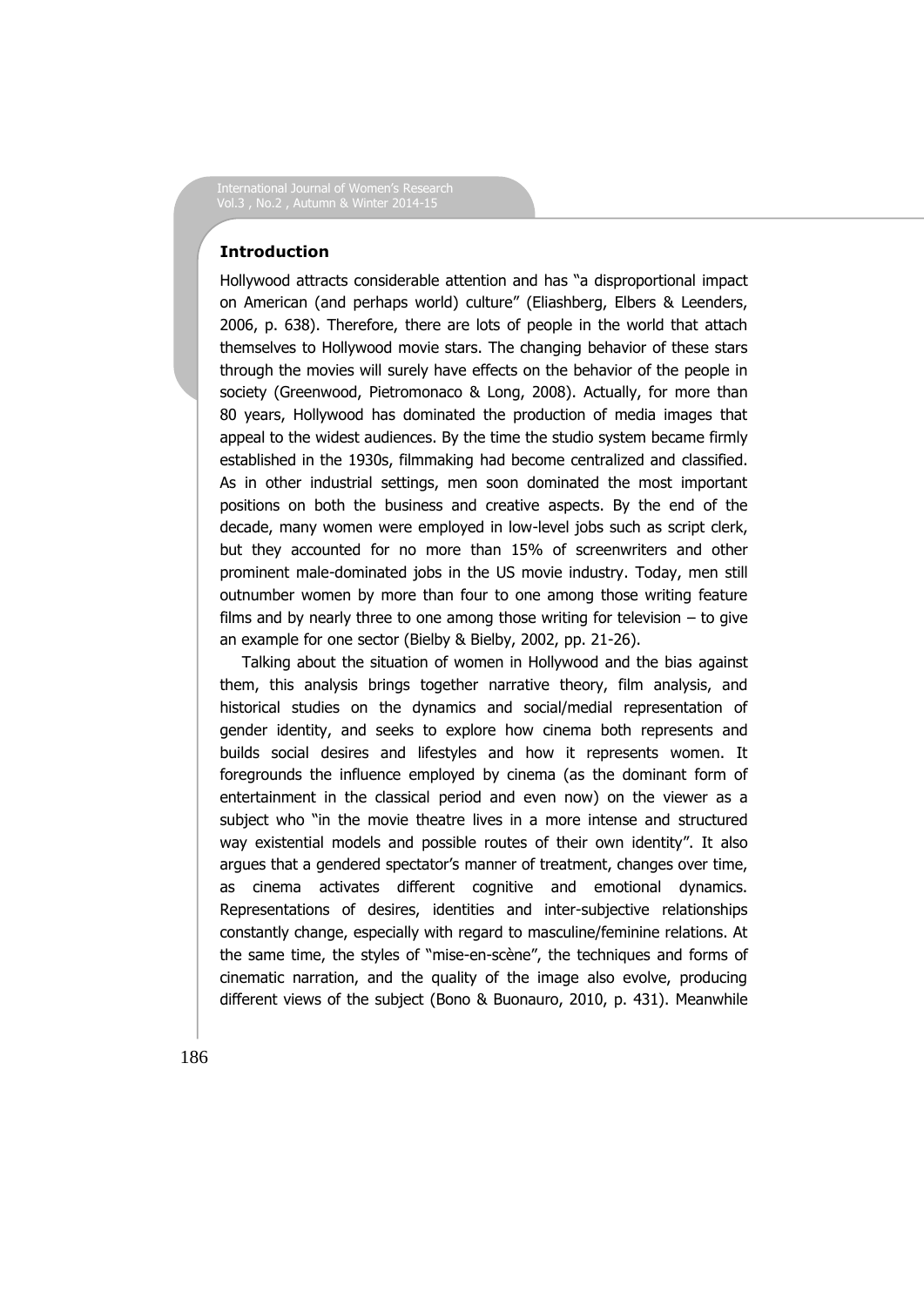## Introduction

Hollywood attracts considerable attention and has "a disproportional impact on American (and perhaps world) culture" (Eliashberg, Elbers & Leenders, 2006, p. 638). Therefore, there are lots of people in the world that attach themselves to Hollywood movie stars. The changing behavior of these stars through the movies will surely have effects on the behavior of the people in society (Greenwood, Pietromonaco & Long, 2008). Actually, for more than 80 years, Hollywood has dominated the production of media images that appeal to the widest audiences. By the time the studio system became firmly established in the 1930s, filmmaking had become centralized and classified. As in other industrial settings, men soon dominated the most important positions on both the business and creative aspects. By the end of the decade, many women were employed in low-level jobs such as script clerk, but they accounted for no more than 15% of screenwriters and other prominent male-dominated jobs in the US movie industry. Today, men still outnumber women by more than four to one among those writing feature films and by nearly three to one among those writing for television – to give an example for one sector (Bielby & Bielby, 2002, pp. 21-26).

Talking about the situation of women in Hollywood and the bias against them, this analysis brings together narrative theory, film analysis, and historical studies on the dynamics and social/medial representation of gender identity, and seeks to explore how cinema both represents and builds social desires and lifestyles and how it represents women. It foregrounds the influence employed by cinema (as the dominant form of entertainment in the classical period and even now) on the viewer as a subject who "in the movie theatre lives in a more intense and structured way existential models and possible routes of their own identity". It also argues that a gendered spectator's manner of treatment, changes over time, as cinema activates different cognitive and emotional dynamics. Representations of desires, identities and inter-subjective relationships constantly change, especially with regard to masculine/feminine relations. At the same time, the styles of "mise-en-scène", the techniques and forms of cinematic narration, and the quality of the image also evolve, producing different views of the subject (Bono & Buonauro, 2010, p. 431). Meanwhile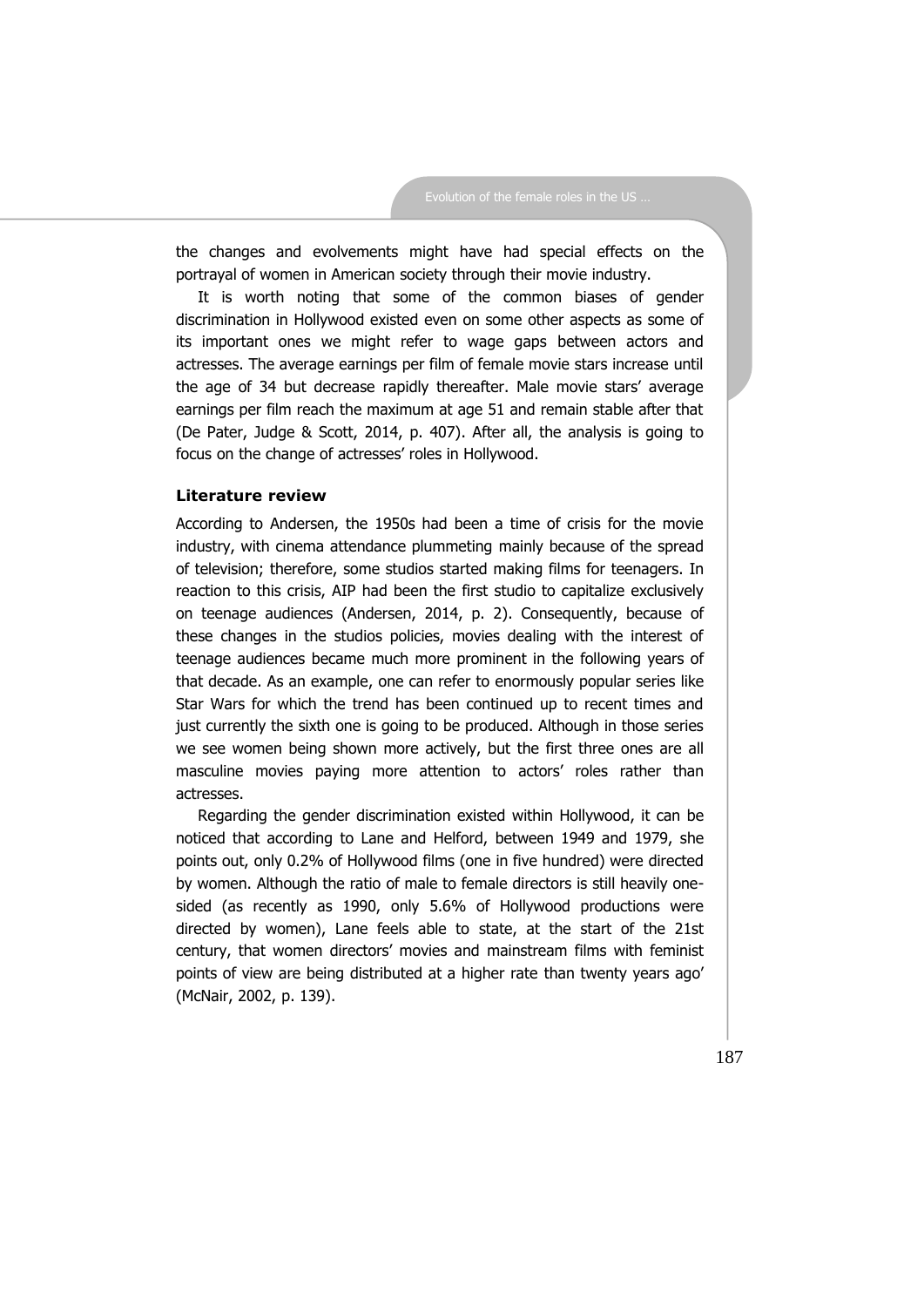the changes and evolvements might have had special effects on the portrayal of women in American society through their movie industry.

It is worth noting that some of the common biases of gender discrimination in Hollywood existed even on some other aspects as some of its important ones we might refer to wage gaps between actors and actresses. The average earnings per film of female movie stars increase until the age of 34 but decrease rapidly thereafter. Male movie stars' average earnings per film reach the maximum at age 51 and remain stable after that (De Pater, Judge & Scott, 2014, p. 407). After all, the analysis is going to focus on the change of actresses' roles in Hollywood.

### Literature review

According to Andersen, the 1950s had been a time of crisis for the movie industry, with cinema attendance plummeting mainly because of the spread of television; therefore, some studios started making films for teenagers. In reaction to this crisis, AIP had been the first studio to capitalize exclusively on teenage audiences (Andersen, 2014, p. 2). Consequently, because of these changes in the studios policies, movies dealing with the interest of teenage audiences became much more prominent in the following years of that decade. As an example, one can refer to enormously popular series like Star Wars for which the trend has been continued up to recent times and just currently the sixth one is going to be produced. Although in those series we see women being shown more actively, but the first three ones are all masculine movies paying more attention to actors' roles rather than actresses.

Regarding the gender discrimination existed within Hollywood, it can be noticed that according to Lane and Helford, between 1949 and 1979, she points out, only 0.2% of Hollywood films (one in five hundred) were directed by women. Although the ratio of male to female directors is still heavily one-sided (as recently as 1990, only 5.6% of Hollywood productions were directed by women), Lane feels able to state, at the start of the 21st century, that women directors' movies and mainstream films with feminist points of view are being distributed at a higher rate than twenty years ago' (McNair, 2002, p. 139).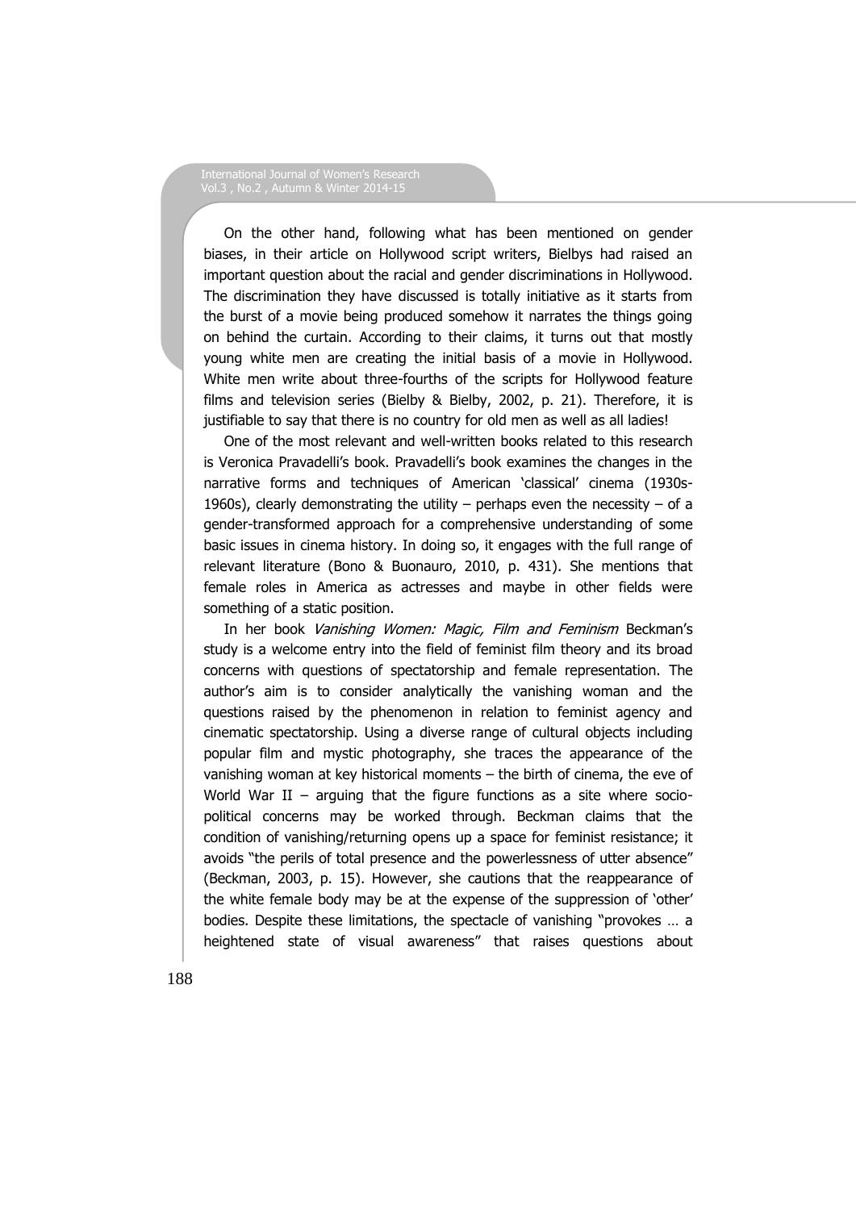On the other hand, following what has been mentioned on gender biases, in their article on Hollywood script writers, Bielbys had raised an important question about the racial and gender discriminations in Hollywood. The discrimination they have discussed is totally initiative as it starts from the burst of a movie being produced somehow it narrates the things going on behind the curtain. According to their claims, it turns out that mostly young white men are creating the initial basis of a movie in Hollywood. White men write about three-fourths of the scripts for Hollywood feature films and television series (Bielby & Bielby, 2002, p. 21). Therefore, it is justifiable to say that there is no country for old men as well as all ladies!

One of the most relevant and well-written books related to this research is Veronica Pravadelli's book. Pravadelli's book examines the changes in the narrative forms and techniques of American 'classical' cinema (1930s-1960s), clearly demonstrating the utility – perhaps even the necessity – of a gender-transformed approach for a comprehensive understanding of some basic issues in cinema history. In doing so, it engages with the full range of relevant literature (Bono & Buonauro, 2010, p. 431). She mentions that female roles in America as actresses and maybe in other fields were something of a static position.

In her book *Vanishing Women: Magic, Film and Feminism* Beckman's study is a welcome entry into the field of feminist film theory and its broad concerns with questions of spectatorship and female representation. The author's aim is to consider analytically the vanishing woman and the questions raised by the phenomenon in relation to feminist agency and cinematic spectatorship. Using a diverse range of cultural objects including popular film and mystic photography, she traces the appearance of the vanishing woman at key historical moments – the birth of cinema, the eve of World War II – arguing that the figure functions as a site where socio-political concerns may be worked through. Beckman claims that the condition of vanishing/returning opens up a space for feminist resistance; it avoids "the perils of total presence and the powerlessness of utter absence" (Beckman, 2003, p. 15). However, she cautions that the reappearance of the white female body may be at the expense of the suppression of 'other' bodies. Despite these limitations, the spectacle of vanishing "provokes … a heightened state of visual awareness" that raises questions about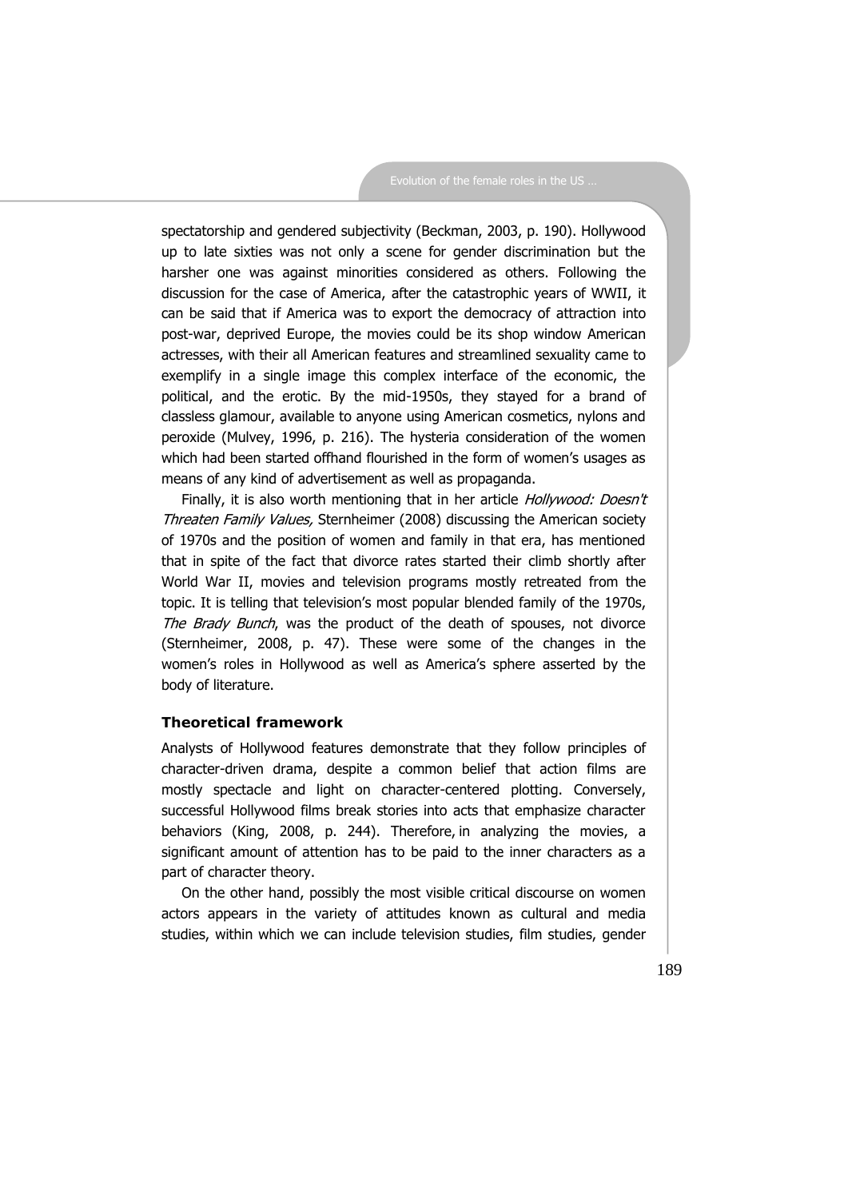spectatorship and gendered subjectivity (Beckman, 2003, p. 190). Hollywood up to late sixties was not only a scene for gender discrimination but the harsher one was against minorities considered as others. Following the discussion for the case of America, after the catastrophic years of WWII, it can be said that if America was to export the democracy of attraction into post-war, deprived Europe, the movies could be its shop window American actresses, with their all American features and streamlined sexuality came to exemplify in a single image this complex interface of the economic, the political, and the erotic. By the mid-1950s, they stayed for a brand of classless glamour, available to anyone using American cosmetics, nylons and peroxide (Mulvey, 1996, p. 216). The hysteria consideration of the women which had been started offhand flourished in the form of women's usages as means of any kind of advertisement as well as propaganda.

Finally, it is also worth mentioning that in her article *Hollywood: Doesn't Threaten Family Values,* Sternheimer (2008) discussing the American society of 1970s and the position of women and family in that era, has mentioned that in spite of the fact that divorce rates started their climb shortly after World War II, movies and television programs mostly retreated from the topic. It is telling that television's most popular blended family of the 1970s, *The Brady Bunch*, was the product of the death of spouses, not divorce (Sternheimer, 2008, p. 47). These were some of the changes in the women's roles in Hollywood as well as America's sphere asserted by the body of literature.

### Theoretical framework

Analysts of Hollywood features demonstrate that they follow principles of character-driven drama, despite a common belief that action films are mostly spectacle and light on character-centered plotting. Conversely, successful Hollywood films break stories into acts that emphasize character behaviors (King, 2008, p. 244). Therefore, in analyzing the movies, a significant amount of attention has to be paid to the inner characters as a part of character theory.

On the other hand, possibly the most visible critical discourse on women actors appears in the variety of attitudes known as cultural and media studies, within which we can include television studies, film studies, gender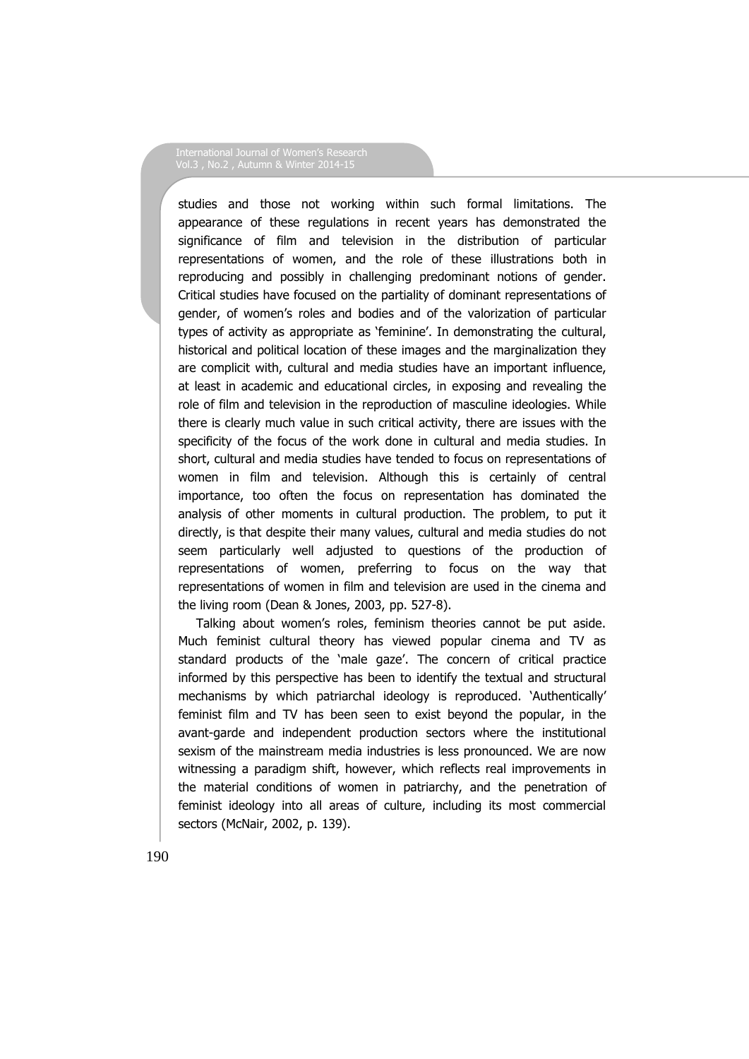studies and those not working within such formal limitations. The appearance of these regulations in recent years has demonstrated the significance of film and television in the distribution of particular representations of women, and the role of these illustrations both in reproducing and possibly in challenging predominant notions of gender. Critical studies have focused on the partiality of dominant representations of gender, of women's roles and bodies and of the valorization of particular types of activity as appropriate as 'feminine'. In demonstrating the cultural, historical and political location of these images and the marginalization they are complicit with, cultural and media studies have an important influence, at least in academic and educational circles, in exposing and revealing the role of film and television in the reproduction of masculine ideologies. While there is clearly much value in such critical activity, there are issues with the specificity of the focus of the work done in cultural and media studies. In short, cultural and media studies have tended to focus on representations of women in film and television. Although this is certainly of central importance, too often the focus on representation has dominated the analysis of other moments in cultural production. The problem, to put it directly, is that despite their many values, cultural and media studies do not seem particularly well adjusted to questions of the production of representations of women, preferring to focus on the way that representations of women in film and television are used in the cinema and the living room (Dean & Jones, 2003, pp. 527-8).

Talking about women's roles, feminism theories cannot be put aside. Much feminist cultural theory has viewed popular cinema and TV as standard products of the 'male gaze'. The concern of critical practice informed by this perspective has been to identify the textual and structural mechanisms by which patriarchal ideology is reproduced. 'Authentically' feminist film and TV has been seen to exist beyond the popular, in the avant-garde and independent production sectors where the institutional sexism of the mainstream media industries is less pronounced. We are now witnessing a paradigm shift, however, which reflects real improvements in the material conditions of women in patriarchy, and the penetration of feminist ideology into all areas of culture, including its most commercial sectors (McNair, 2002, p. 139).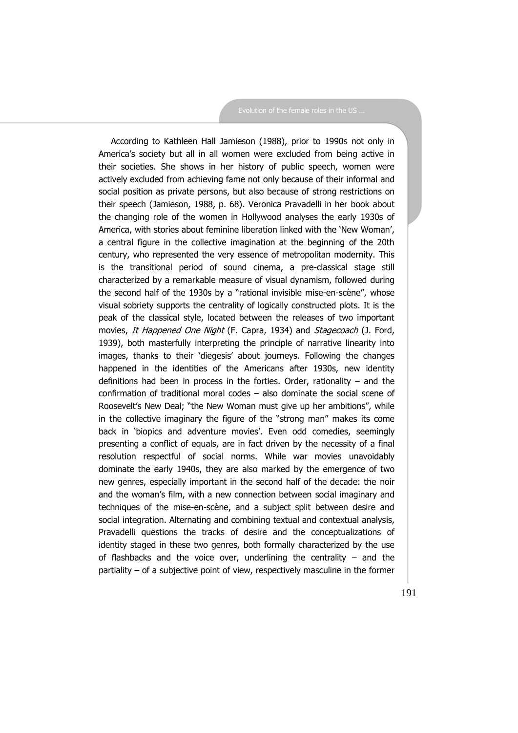According to Kathleen Hall Jamieson (1988), prior to 1990s not only in America's society but all in all women were excluded from being active in their societies. She shows in her history of public speech, women were actively excluded from achieving fame not only because of their informal and social position as private persons, but also because of strong restrictions on their speech (Jamieson, 1988, p. 68). Veronica Pravadelli in her book about the changing role of the women in Hollywood analyses the early 1930s of America, with stories about feminine liberation linked with the 'New Woman', a central figure in the collective imagination at the beginning of the 20th century, who represented the very essence of metropolitan modernity. This is the transitional period of sound cinema, a pre-classical stage still characterized by a remarkable measure of visual dynamism, followed during the second half of the 1930s by a "rational invisible mise-en-scène", whose visual sobriety supports the centrality of logically constructed plots. It is the peak of the classical style, located between the releases of two important movies, *It Happened One Night* (F. Capra, 1934) and *Stagecoach* (J. Ford, 1939), both masterfully interpreting the principle of narrative linearity into images, thanks to their 'diegesis' about journeys. Following the changes happened in the identities of the Americans after 1930s, new identity definitions had been in process in the forties. Order, rationality – and the confirmation of traditional moral codes – also dominate the social scene of Roosevelt's New Deal; "the New Woman must give up her ambitions", while in the collective imaginary the figure of the "strong man" makes its come back in 'biopics and adventure movies'. Even odd comedies, seemingly presenting a conflict of equals, are in fact driven by the necessity of a final resolution respectful of social norms. While war movies unavoidably dominate the early 1940s, they are also marked by the emergence of two new genres, especially important in the second half of the decade: the noir and the woman's film, with a new connection between social imaginary and techniques of the mise-en-scène, and a subject split between desire and social integration. Alternating and combining textual and contextual analysis, Pravadelli questions the tracks of desire and the conceptualizations of identity staged in these two genres, both formally characterized by the use of flashbacks and the voice over, underlining the centrality – and the partiality – of a subjective point of view, respectively masculine in the former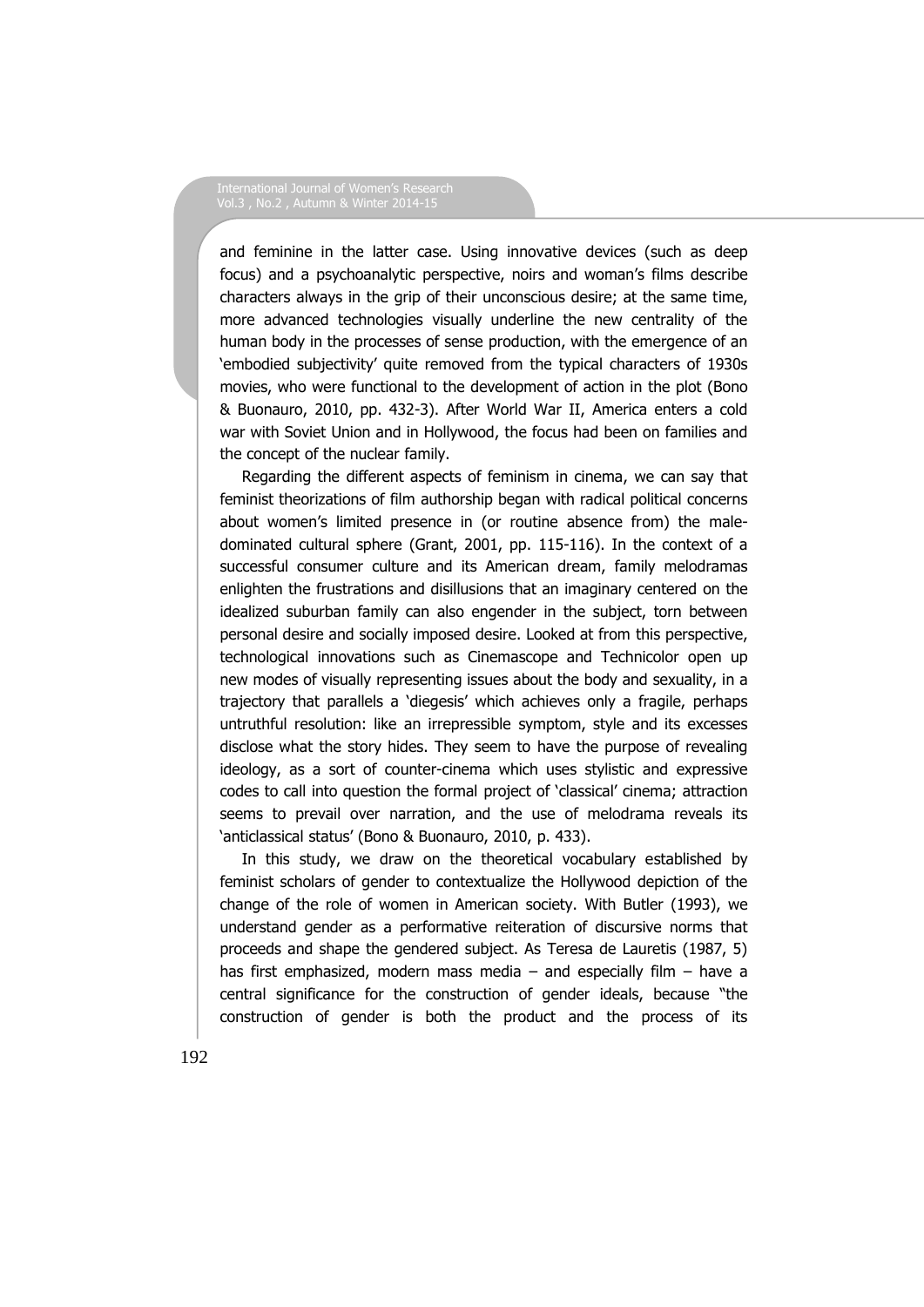and feminine in the latter case. Using innovative devices (such as deep focus) and a psychoanalytic perspective, noirs and woman's films describe characters always in the grip of their unconscious desire; at the same time, more advanced technologies visually underline the new centrality of the human body in the processes of sense production, with the emergence of an 'embodied subjectivity' quite removed from the typical characters of 1930s movies, who were functional to the development of action in the plot (Bono & Buonauro, 2010, pp. 432-3). After World War II, America enters a cold war with Soviet Union and in Hollywood, the focus had been on families and the concept of the nuclear family.

Regarding the different aspects of feminism in cinema, we can say that feminist theorizations of film authorship began with radical political concerns about women's limited presence in (or routine absence from) the male-dominated cultural sphere (Grant, 2001, pp. 115-116). In the context of a successful consumer culture and its American dream, family melodramas enlighten the frustrations and disillusions that an imaginary centered on the idealized suburban family can also engender in the subject, torn between personal desire and socially imposed desire. Looked at from this perspective, technological innovations such as Cinemascope and Technicolor open up new modes of visually representing issues about the body and sexuality, in a trajectory that parallels a 'diegesis' which achieves only a fragile, perhaps untruthful resolution: like an irrepressible symptom, style and its excesses disclose what the story hides. They seem to have the purpose of revealing ideology, as a sort of counter-cinema which uses stylistic and expressive codes to call into question the formal project of 'classical' cinema; attraction seems to prevail over narration, and the use of melodrama reveals its 'anticlassical status' (Bono & Buonauro, 2010, p. 433).

In this study, we draw on the theoretical vocabulary established by feminist scholars of gender to contextualize the Hollywood depiction of the change of the role of women in American society. With Butler (1993), we understand gender as a performative reiteration of discursive norms that proceeds and shape the gendered subject. As Teresa de Lauretis (1987, 5) has first emphasized, modern mass media – and especially film – have a central significance for the construction of gender ideals, because "the construction of gender is both the product and the process of its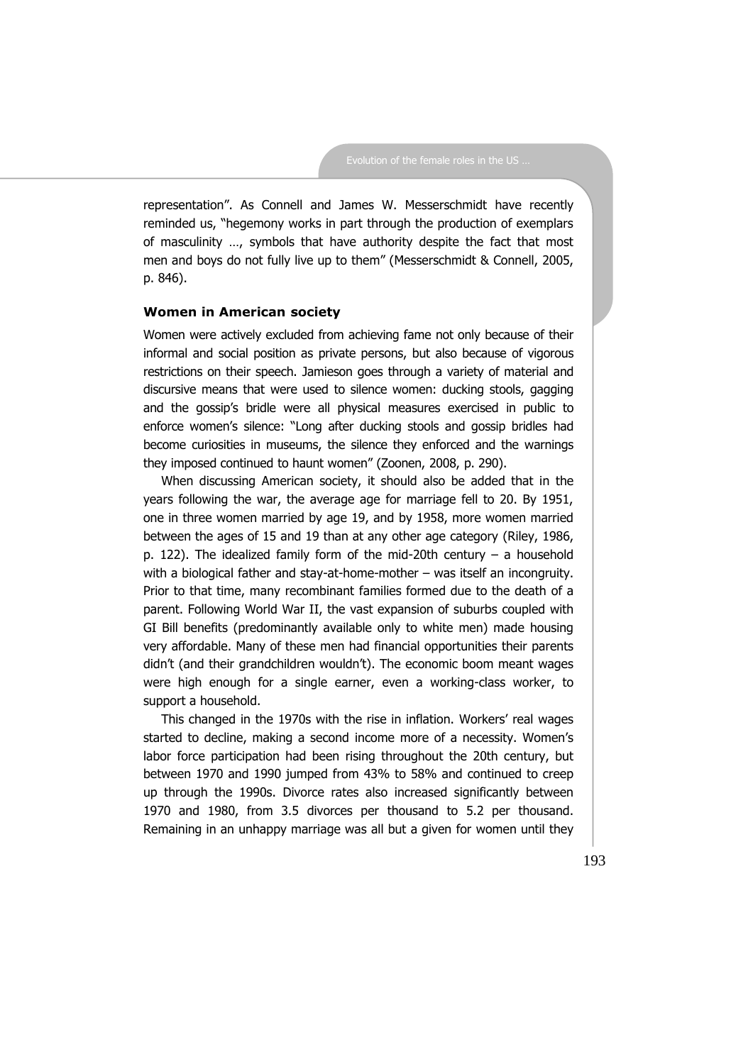representation". As Connell and James W. Messerschmidt have recently reminded us, "hegemony works in part through the production of exemplars of masculinity …, symbols that have authority despite the fact that most men and boys do not fully live up to them" (Messerschmidt & Connell, 2005, p. 846).

### Women in American society

Women were actively excluded from achieving fame not only because of their informal and social position as private persons, but also because of vigorous restrictions on their speech. Jamieson goes through a variety of material and discursive means that were used to silence women: ducking stools, gagging and the gossip's bridle were all physical measures exercised in public to enforce women's silence: "Long after ducking stools and gossip bridles had become curiosities in museums, the silence they enforced and the warnings they imposed continued to haunt women" (Zoonen, 2008, p. 290).

When discussing American society, it should also be added that in the years following the war, the average age for marriage fell to 20. By 1951, one in three women married by age 19, and by 1958, more women married between the ages of 15 and 19 than at any other age category (Riley, 1986, p. 122). The idealized family form of the mid-20th century – a household with a biological father and stay-at-home-mother – was itself an incongruity. Prior to that time, many recombinant families formed due to the death of a parent. Following World War II, the vast expansion of suburbs coupled with GI Bill benefits (predominantly available only to white men) made housing very affordable. Many of these men had financial opportunities their parents didn't (and their grandchildren wouldn't). The economic boom meant wages were high enough for a single earner, even a working-class worker, to support a household.

This changed in the 1970s with the rise in inflation. Workers' real wages started to decline, making a second income more of a necessity. Women's labor force participation had been rising throughout the 20th century, but between 1970 and 1990 jumped from 43% to 58% and continued to creep up through the 1990s. Divorce rates also increased significantly between 1970 and 1980, from 3.5 divorces per thousand to 5.2 per thousand. Remaining in an unhappy marriage was all but a given for women until they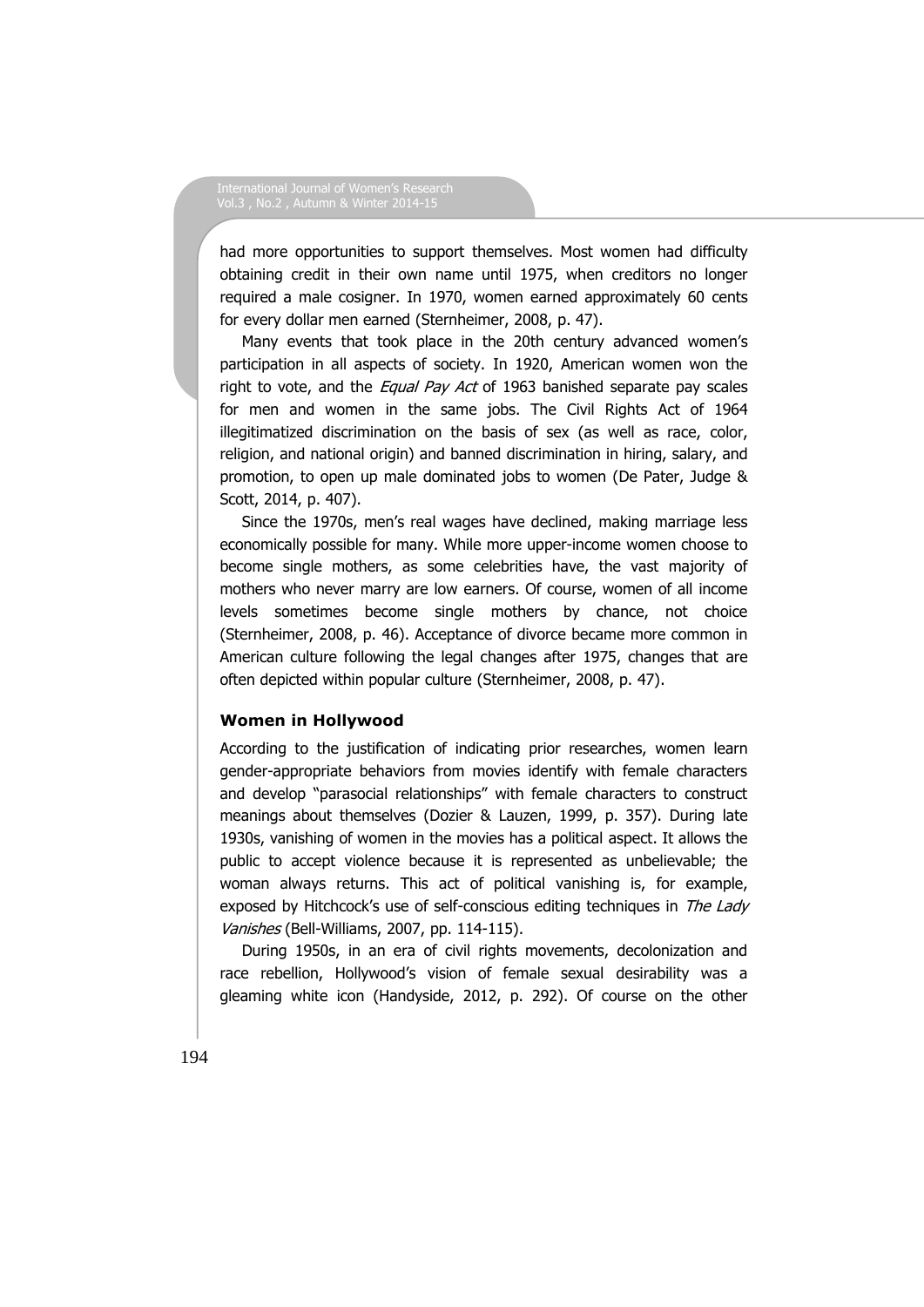had more opportunities to support themselves. Most women had difficulty obtaining credit in their own name until 1975, when creditors no longer required a male cosigner. In 1970, women earned approximately 60 cents for every dollar men earned (Sternheimer, 2008, p. 47).

Many events that took place in the 20th century advanced women's participation in all aspects of society. In 1920, American women won the right to vote, and the *Equal Pay Act* of 1963 banished separate pay scales for men and women in the same jobs. The Civil Rights Act of 1964 illegitimatized discrimination on the basis of sex (as well as race, color, religion, and national origin) and banned discrimination in hiring, salary, and promotion, to open up male dominated jobs to women (De Pater, Judge & Scott, 2014, p. 407).

Since the 1970s, men's real wages have declined, making marriage less economically possible for many. While more upper-income women choose to become single mothers, as some celebrities have, the vast majority of mothers who never marry are low earners. Of course, women of all income levels sometimes become single mothers by chance, not choice (Sternheimer, 2008, p. 46). Acceptance of divorce became more common in American culture following the legal changes after 1975, changes that are often depicted within popular culture (Sternheimer, 2008, p. 47).

### Women in Hollywood

According to the justification of indicating prior researches, women learn gender-appropriate behaviors from movies identify with female characters and develop "parasocial relationships" with female characters to construct meanings about themselves (Dozier & Lauzen, 1999, p. 357). During late 1930s, vanishing of women in the movies has a political aspect. It allows the public to accept violence because it is represented as unbelievable; the woman always returns. This act of political vanishing is, for example, exposed by Hitchcock's use of self-conscious editing techniques in *The Lady Vanishes* (Bell-Williams, 2007, pp. 114-115).

During 1950s, in an era of civil rights movements, decolonization and race rebellion, Hollywood's vision of female sexual desirability was a gleaming white icon (Handyside, 2012, p. 292). Of course on the other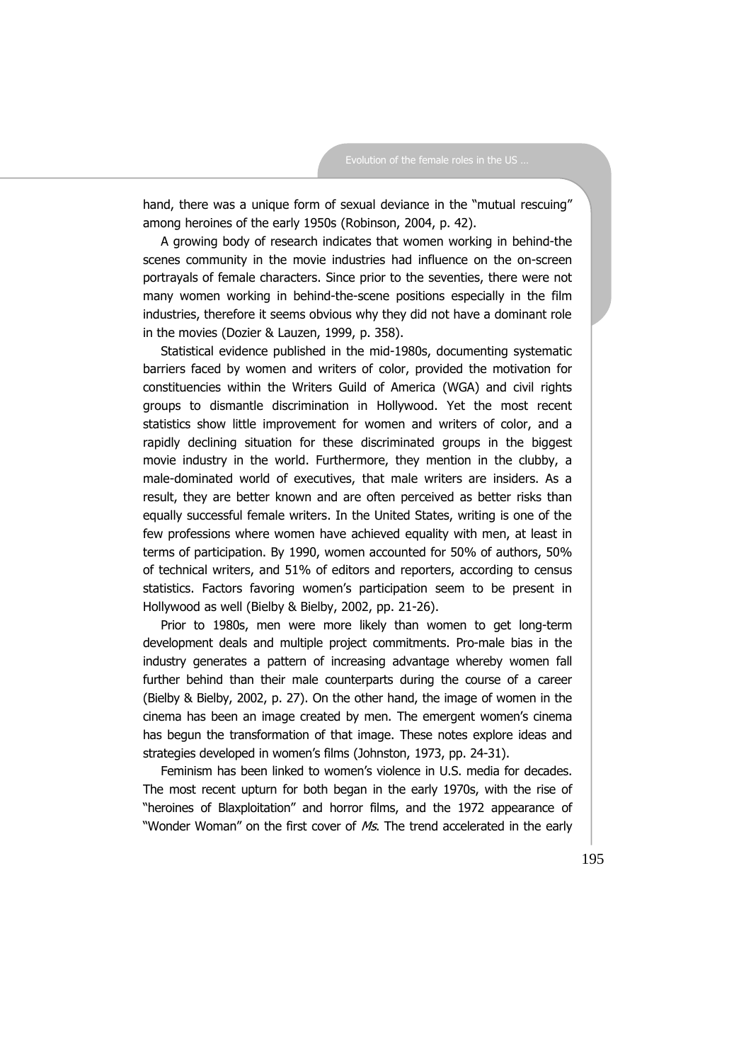hand, there was a unique form of sexual deviance in the "mutual rescuing" among heroines of the early 1950s (Robinson, 2004, p. 42).

A growing body of research indicates that women working in behind-the scenes community in the movie industries had influence on the on-screen portrayals of female characters. Since prior to the seventies, there were not many women working in behind-the-scene positions especially in the film industries, therefore it seems obvious why they did not have a dominant role in the movies (Dozier & Lauzen, 1999, p. 358).

Statistical evidence published in the mid-1980s, documenting systematic barriers faced by women and writers of color, provided the motivation for constituencies within the Writers Guild of America (WGA) and civil rights groups to dismantle discrimination in Hollywood. Yet the most recent statistics show little improvement for women and writers of color, and a rapidly declining situation for these discriminated groups in the biggest movie industry in the world. Furthermore, they mention in the clubby, a male-dominated world of executives, that male writers are insiders. As a result, they are better known and are often perceived as better risks than equally successful female writers. In the United States, writing is one of the few professions where women have achieved equality with men, at least in terms of participation. By 1990, women accounted for 50% of authors, 50% of technical writers, and 51% of editors and reporters, according to census statistics. Factors favoring women's participation seem to be present in Hollywood as well (Bielby & Bielby, 2002, pp. 21-26).

Prior to 1980s, men were more likely than women to get long-term development deals and multiple project commitments. Pro-male bias in the industry generates a pattern of increasing advantage whereby women fall further behind than their male counterparts during the course of a career (Bielby & Bielby, 2002, p. 27). On the other hand, the image of women in the cinema has been an image created by men. The emergent women's cinema has begun the transformation of that image. These notes explore ideas and strategies developed in women's films (Johnston, 1973, pp. 24-31).

Feminism has been linked to women's violence in U.S. media for decades. The most recent upturn for both began in the early 1970s, with the rise of "heroines of Blaxploitation" and horror films, and the 1972 appearance of "Wonder Woman" on the first cover of *Ms*. The trend accelerated in the early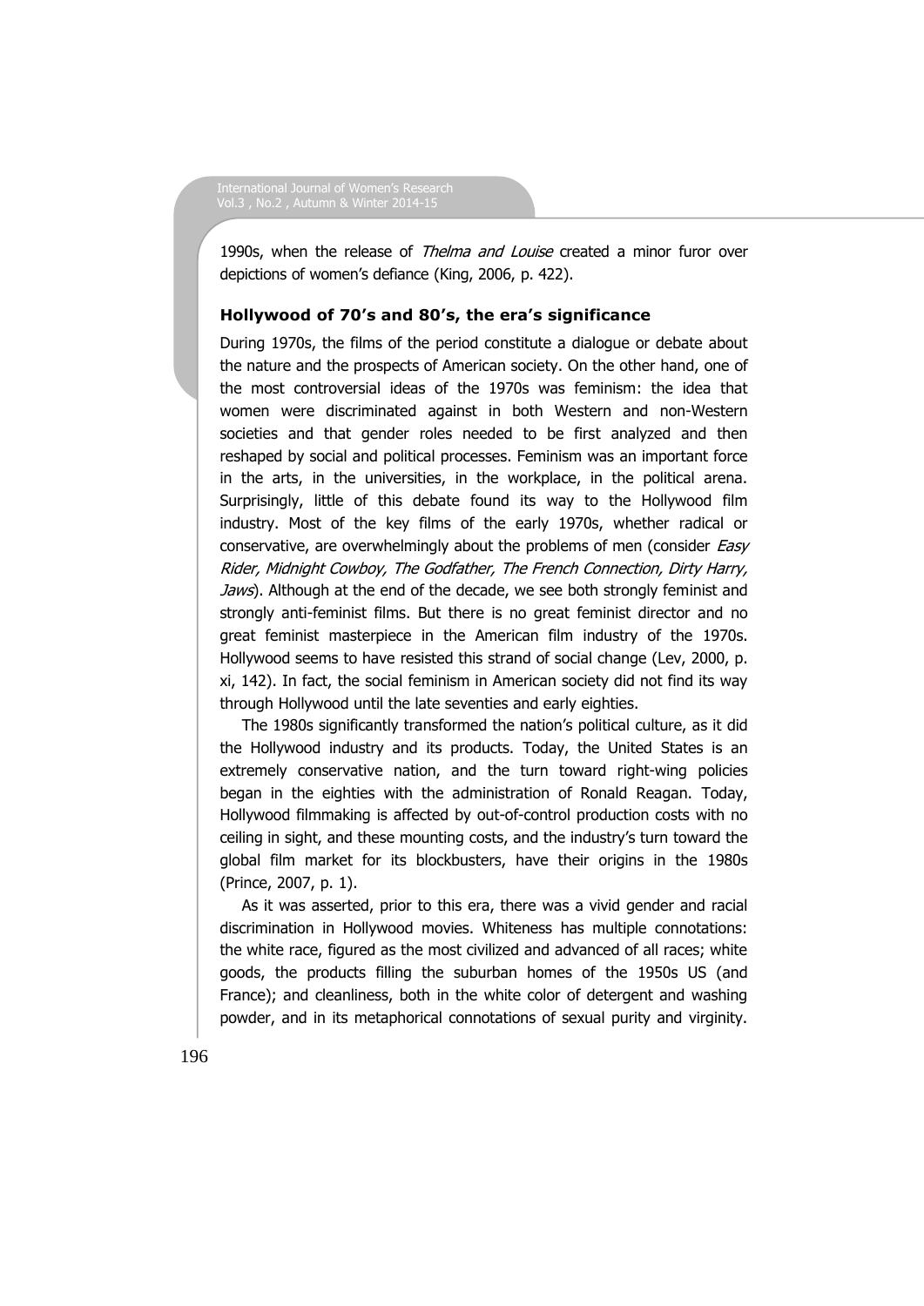1990s, when the release of *Thelma and Louise* created a minor furor over depictions of women's defiance (King, 2006, p. 422).

### Hollywood of 70's and 80's, the era's significance

During 1970s, the films of the period constitute a dialogue or debate about the nature and the prospects of American society. On the other hand, one of the most controversial ideas of the 1970s was feminism: the idea that women were discriminated against in both Western and non-Western societies and that gender roles needed to be first analyzed and then reshaped by social and political processes. Feminism was an important force in the arts, in the universities, in the workplace, in the political arena. Surprisingly, little of this debate found its way to the Hollywood film industry. Most of the key films of the early 1970s, whether radical or conservative, are overwhelmingly about the problems of men (consider *Easy Rider, Midnight Cowboy, The Godfather, The French Connection, Dirty Harry, Jaws*). Although at the end of the decade, we see both strongly feminist and strongly anti-feminist films. But there is no great feminist director and no great feminist masterpiece in the American film industry of the 1970s. Hollywood seems to have resisted this strand of social change (Lev, 2000, p. xi, 142). In fact, the social feminism in American society did not find its way through Hollywood until the late seventies and early eighties.

The 1980s significantly transformed the nation's political culture, as it did the Hollywood industry and its products. Today, the United States is an extremely conservative nation, and the turn toward right-wing policies began in the eighties with the administration of Ronald Reagan. Today, Hollywood filmmaking is affected by out-of-control production costs with no ceiling in sight, and these mounting costs, and the industry's turn toward the global film market for its blockbusters, have their origins in the 1980s (Prince, 2007, p. 1).

As it was asserted, prior to this era, there was a vivid gender and racial discrimination in Hollywood movies. Whiteness has multiple connotations: the white race, figured as the most civilized and advanced of all races; white goods, the products filling the suburban homes of the 1950s US (and France); and cleanliness, both in the white color of detergent and washing powder, and in its metaphorical connotations of sexual purity and virginity.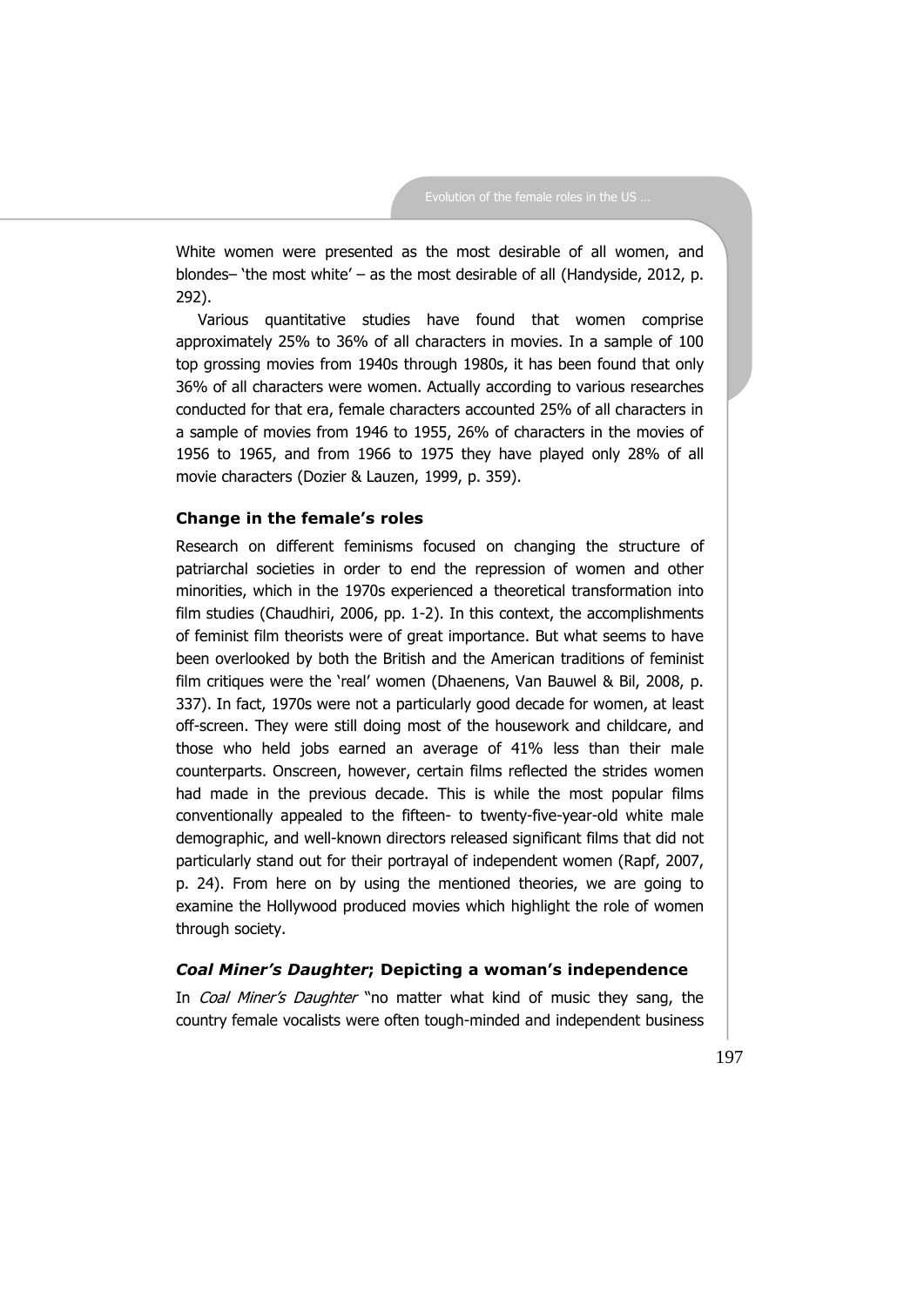White women were presented as the most desirable of all women, and blondes– 'the most white' – as the most desirable of all (Handyside, 2012, p. 292).

Various quantitative studies have found that women comprise approximately 25% to 36% of all characters in movies. In a sample of 100 top grossing movies from 1940s through 1980s, it has been found that only 36% of all characters were women. Actually according to various researches conducted for that era, female characters accounted 25% of all characters in a sample of movies from 1946 to 1955, 26% of characters in the movies of 1956 to 1965, and from 1966 to 1975 they have played only 28% of all movie characters (Dozier & Lauzen, 1999, p. 359).

### Change in the female's roles

Research on different feminisms focused on changing the structure of patriarchal societies in order to end the repression of women and other minorities, which in the 1970s experienced a theoretical transformation into film studies (Chaudhiri, 2006, pp. 1-2). In this context, the accomplishments of feminist film theorists were of great importance. But what seems to have been overlooked by both the British and the American traditions of feminist film critiques were the 'real' women (Dhaenens, Van Bauwel & Bil, 2008, p. 337). In fact, 1970s were not a particularly good decade for women, at least off-screen. They were still doing most of the housework and childcare, and those who held jobs earned an average of 41% less than their male counterparts. Onscreen, however, certain films reflected the strides women had made in the previous decade. This is while the most popular films conventionally appealed to the fifteen- to twenty-five-year-old white male demographic, and well-known directors released significant films that did not particularly stand out for their portrayal of independent women (Rapf, 2007, p. 24). From here on by using the mentioned theories, we are going to examine the Hollywood produced movies which highlight the role of women through society.

### *Coal Miner's Daughter*; Depicting a woman's independence

In *Coal Miner's Daughter* "no matter what kind of music they sang, the country female vocalists were often tough-minded and independent business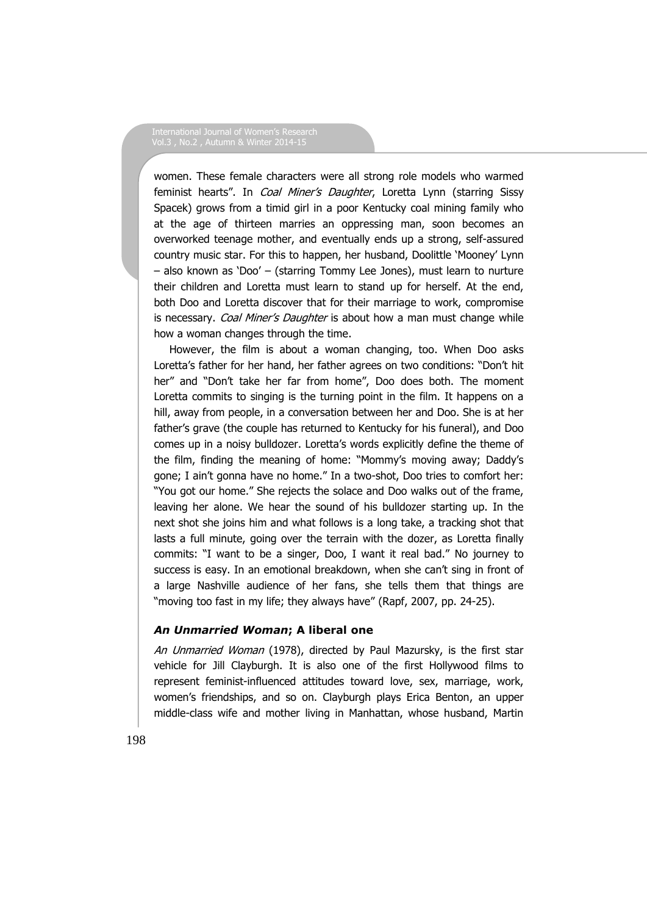women. These female characters were all strong role models who warmed feminist hearts". In *Coal Miner's Daughter*, Loretta Lynn (starring Sissy Spacek) grows from a timid girl in a poor Kentucky coal mining family who at the age of thirteen marries an oppressing man, soon becomes an overworked teenage mother, and eventually ends up a strong, self-assured country music star. For this to happen, her husband, Doolittle 'Mooney' Lynn – also known as 'Doo' – (starring Tommy Lee Jones), must learn to nurture their children and Loretta must learn to stand up for herself. At the end, both Doo and Loretta discover that for their marriage to work, compromise is necessary. *Coal Miner's Daughter* is about how a man must change while how a woman changes through the time.

However, the film is about a woman changing, too. When Doo asks Loretta's father for her hand, her father agrees on two conditions: "Don't hit her" and "Don't take her far from home", Doo does both. The moment Loretta commits to singing is the turning point in the film. It happens on a hill, away from people, in a conversation between her and Doo. She is at her father's grave (the couple has returned to Kentucky for his funeral), and Doo comes up in a noisy bulldozer. Loretta's words explicitly define the theme of the film, finding the meaning of home: "Mommy's moving away; Daddy's gone; I ain't gonna have no home." In a two-shot, Doo tries to comfort her: "You got our home." She rejects the solace and Doo walks out of the frame, leaving her alone. We hear the sound of his bulldozer starting up. In the next shot she joins him and what follows is a long take, a tracking shot that lasts a full minute, going over the terrain with the dozer, as Loretta finally commits: "I want to be a singer, Doo, I want it real bad." No journey to success is easy. In an emotional breakdown, when she can't sing in front of a large Nashville audience of her fans, she tells them that things are "moving too fast in my life; they always have" (Rapf, 2007, pp. 24-25).

### *An Unmarried Woman*; A liberal one

*An Unmarried Woman* (1978), directed by Paul Mazursky, is the first star vehicle for Jill Clayburgh. It is also one of the first Hollywood films to represent feminist-influenced attitudes toward love, sex, marriage, work, women's friendships, and so on. Clayburgh plays Erica Benton, an upper middle-class wife and mother living in Manhattan, whose husband, Martin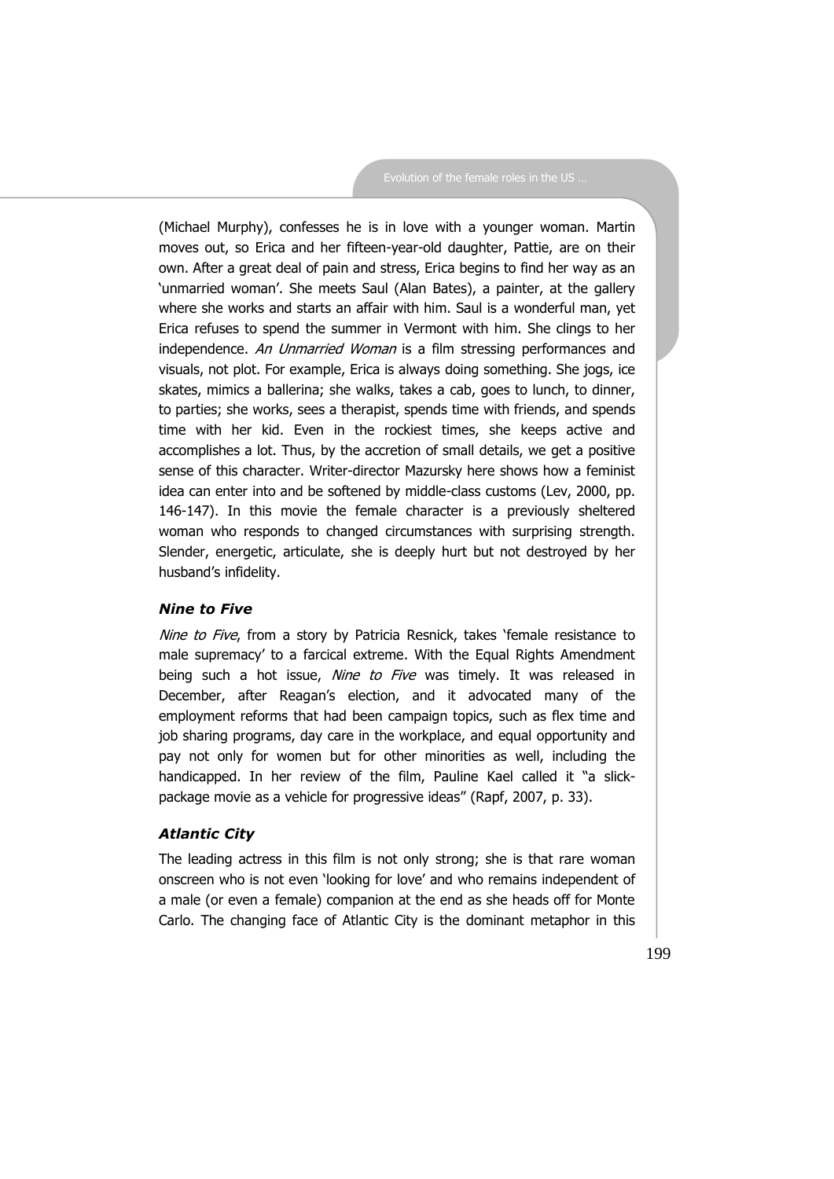(Michael Murphy), confesses he is in love with a younger woman. Martin moves out, so Erica and her fifteen-year-old daughter, Pattie, are on their own. After a great deal of pain and stress, Erica begins to find her way as an 'unmarried woman'. She meets Saul (Alan Bates), a painter, at the gallery where she works and starts an affair with him. Saul is a wonderful man, yet Erica refuses to spend the summer in Vermont with him. She clings to her independence. *An Unmarried Woman* is a film stressing performances and visuals, not plot. For example, Erica is always doing something. She jogs, ice skates, mimics a ballerina; she walks, takes a cab, goes to lunch, to dinner, to parties; she works, sees a therapist, spends time with friends, and spends time with her kid. Even in the rockiest times, she keeps active and accomplishes a lot. Thus, by the accretion of small details, we get a positive sense of this character. Writer-director Mazursky here shows how a feminist idea can enter into and be softened by middle-class customs (Lev, 2000, pp. 146-147). In this movie the female character is a previously sheltered woman who responds to changed circumstances with surprising strength. Slender, energetic, articulate, she is deeply hurt but not destroyed by her husband's infidelity.

### *Nine to Five*

*Nine to Five*, from a story by Patricia Resnick, takes 'female resistance to male supremacy' to a farcical extreme. With the Equal Rights Amendment being such a hot issue, *Nine to Five* was timely. It was released in December, after Reagan's election, and it advocated many of the employment reforms that had been campaign topics, such as flex time and job sharing programs, day care in the workplace, and equal opportunity and pay not only for women but for other minorities as well, including the handicapped. In her review of the film, Pauline Kael called it "a slick-package movie as a vehicle for progressive ideas" (Rapf, 2007, p. 33).

### *Atlantic City*

The leading actress in this film is not only strong; she is that rare woman onscreen who is not even 'looking for love' and who remains independent of a male (or even a female) companion at the end as she heads off for Monte Carlo. The changing face of Atlantic City is the dominant metaphor in this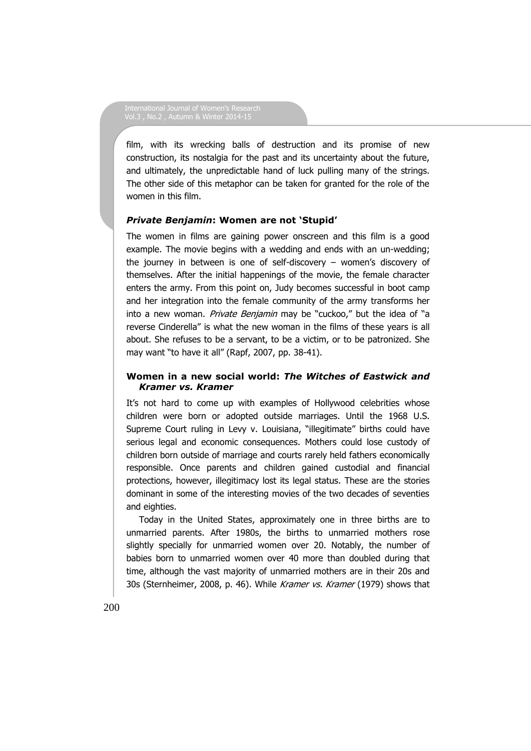film, with its wrecking balls of destruction and its promise of new construction, its nostalgia for the past and its uncertainty about the future, and ultimately, the unpredictable hand of luck pulling many of the strings. The other side of this metaphor can be taken for granted for the role of the women in this film.

### ***Private Benjamin*: Women are not 'Stupid'**

The women in films are gaining power onscreen and this film is a good example. The movie begins with a wedding and ends with an un-wedding; the journey in between is one of self-discovery – women's discovery of themselves. After the initial happenings of the movie, the female character enters the army. From this point on, Judy becomes successful in boot camp and her integration into the female community of the army transforms her into a new woman. *Private Benjamin* may be "cuckoo," but the idea of "a reverse Cinderella" is what the new woman in the films of these years is all about. She refuses to be a servant, to be a victim, or to be patronized. She may want "to have it all" (Rapf, 2007, pp. 38-41).

### **Women in a new social world: *The Witches of Eastwick and Kramer vs. Kramer***

It's not hard to come up with examples of Hollywood celebrities whose children were born or adopted outside marriages. Until the 1968 U.S. Supreme Court ruling in Levy v. Louisiana, "illegitimate" births could have serious legal and economic consequences. Mothers could lose custody of children born outside of marriage and courts rarely held fathers economically responsible. Once parents and children gained custodial and financial protections, however, illegitimacy lost its legal status. These are the stories dominant in some of the interesting movies of the two decades of seventies and eighties.

Today in the United States, approximately one in three births are to unmarried parents. After 1980s, the births to unmarried mothers rose slightly specially for unmarried women over 20. Notably, the number of babies born to unmarried women over 40 more than doubled during that time, although the vast majority of unmarried mothers are in their 20s and 30s (Sternheimer, 2008, p. 46). While *Kramer vs. Kramer* (1979) shows that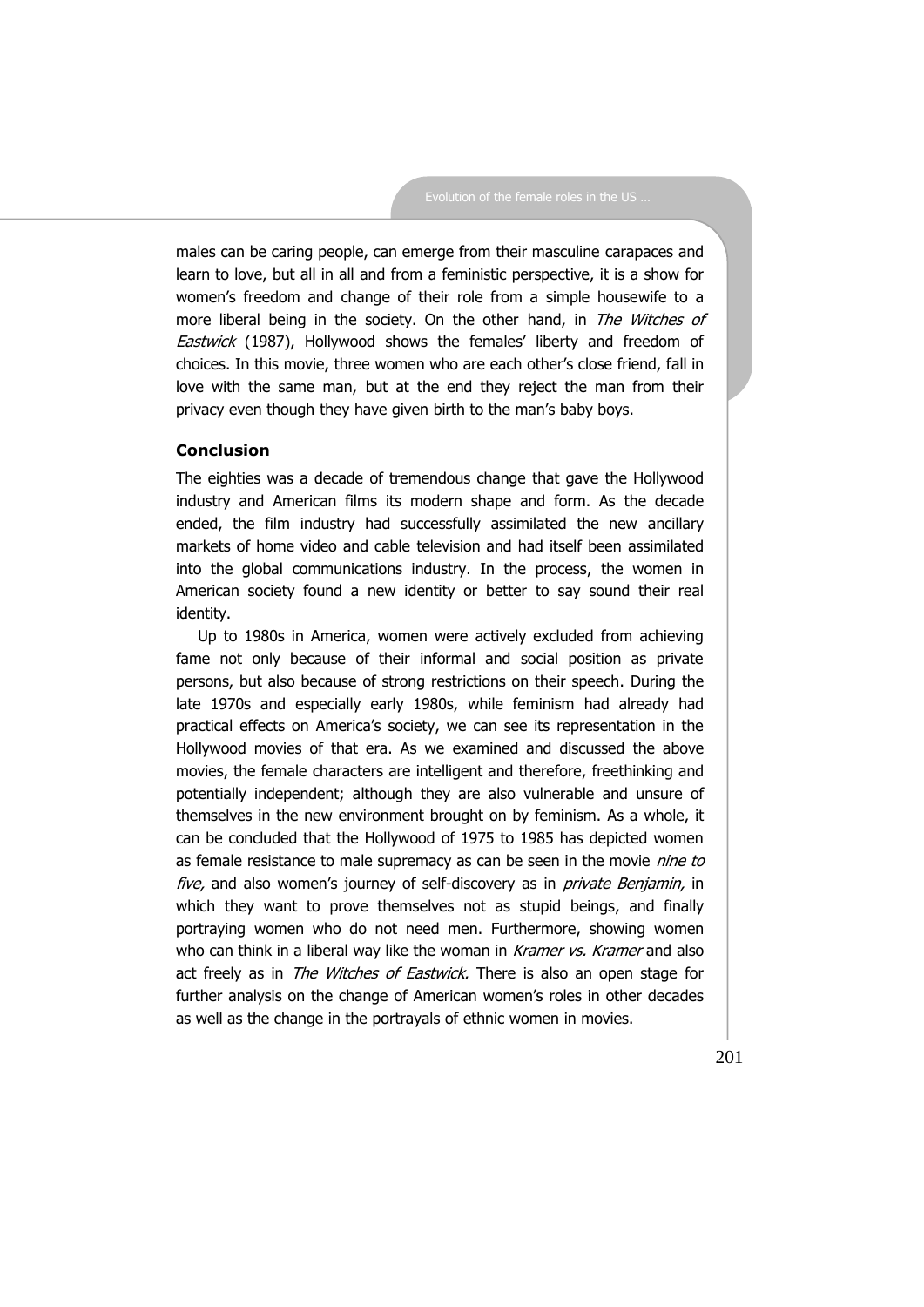males can be caring people, can emerge from their masculine carapaces and learn to love, but all in all and from a feministic perspective, it is a show for women's freedom and change of their role from a simple housewife to a more liberal being in the society. On the other hand, in *The Witches of Eastwick* (1987), Hollywood shows the females' liberty and freedom of choices. In this movie, three women who are each other's close friend, fall in love with the same man, but at the end they reject the man from their privacy even though they have given birth to the man's baby boys.

### Conclusion

The eighties was a decade of tremendous change that gave the Hollywood industry and American films its modern shape and form. As the decade ended, the film industry had successfully assimilated the new ancillary markets of home video and cable television and had itself been assimilated into the global communications industry. In the process, the women in American society found a new identity or better to say sound their real identity.

Up to 1980s in America, women were actively excluded from achieving fame not only because of their informal and social position as private persons, but also because of strong restrictions on their speech. During the late 1970s and especially early 1980s, while feminism had already had practical effects on America's society, we can see its representation in the Hollywood movies of that era. As we examined and discussed the above movies, the female characters are intelligent and therefore, freethinking and potentially independent; although they are also vulnerable and unsure of themselves in the new environment brought on by feminism. As a whole, it can be concluded that the Hollywood of 1975 to 1985 has depicted women as female resistance to male supremacy as can be seen in the movie *nine to five,* and also women's journey of self-discovery as in *private Benjamin,* in which they want to prove themselves not as stupid beings, and finally portraying women who do not need men. Furthermore, showing women who can think in a liberal way like the woman in *Kramer vs. Kramer* and also act freely as in *The Witches of Eastwick.* There is also an open stage for further analysis on the change of American women's roles in other decades as well as the change in the portrayals of ethnic women in movies.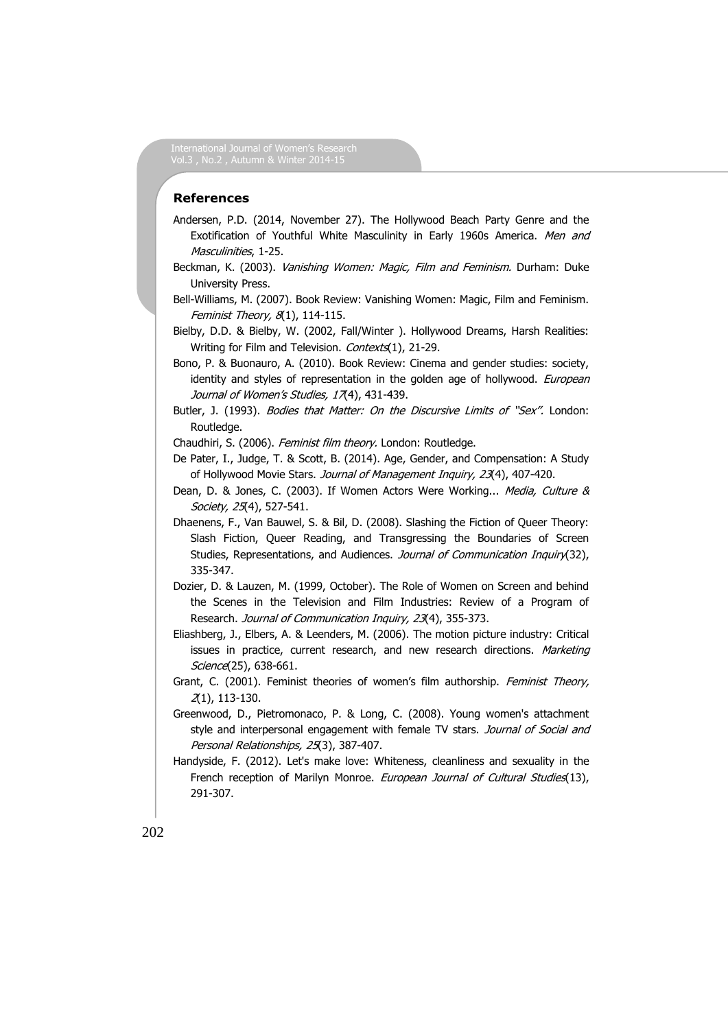## References

Andersen, P.D. (2014, November 27). The Hollywood Beach Party Genre and the Exotification of Youthful White Masculinity in Early 1960s America. *Men and Masculinities*, 1-25.

Beckman, K. (2003). *Vanishing Women: Magic, Film and Feminism.* Durham: Duke University Press.

Bell-Williams, M. (2007). Book Review: Vanishing Women: Magic, Film and Feminism. *Feminist Theory, 8*(1), 114-115.

Bielby, D.D. & Bielby, W. (2002, Fall/Winter ). Hollywood Dreams, Harsh Realities: Writing for Film and Television. *Contexts*(1), 21-29.

Bono, P. & Buonauro, A. (2010). Book Review: Cinema and gender studies: society, identity and styles of representation in the golden age of hollywood. *European Journal of Women's Studies, 17*(4), 431-439.

Butler, J. (1993). *Bodies that Matter: On the Discursive Limits of "Sex".* London: Routledge.

Chaudhiri, S. (2006). *Feminist film theory.* London: Routledge.

De Pater, I., Judge, T. & Scott, B. (2014). Age, Gender, and Compensation: A Study of Hollywood Movie Stars. *Journal of Management Inquiry, 23*(4), 407-420.

Dean, D. & Jones, C. (2003). If Women Actors Were Working... *Media, Culture & Society, 25*(4), 527-541.

Dhaenens, F., Van Bauwel, S. & Bil, D. (2008). Slashing the Fiction of Queer Theory: Slash Fiction, Queer Reading, and Transgressing the Boundaries of Screen Studies, Representations, and Audiences. *Journal of Communication Inquiry*(32), 335-347.

Dozier, D. & Lauzen, M. (1999, October). The Role of Women on Screen and behind the Scenes in the Television and Film Industries: Review of a Program of Research. *Journal of Communication Inquiry, 23*(4), 355-373.

Eliashberg, J., Elbers, A. & Leenders, M. (2006). The motion picture industry: Critical issues in practice, current research, and new research directions. *Marketing Science*(25), 638-661.

Grant, C. (2001). Feminist theories of women's film authorship. *Feminist Theory, 2*(1), 113-130.

Greenwood, D., Pietromonaco, P. & Long, C. (2008). Young women's attachment style and interpersonal engagement with female TV stars. *Journal of Social and Personal Relationships, 25*(3), 387-407.

Handyside, F. (2012). Let's make love: Whiteness, cleanliness and sexuality in the French reception of Marilyn Monroe. *European Journal of Cultural Studies*(13), 291-307.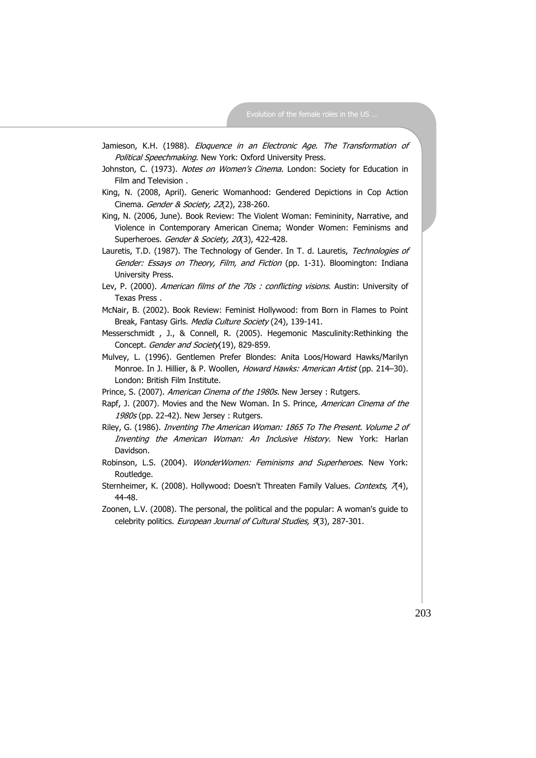Jamieson, K.H. (1988). *Eloquence in an Electronic Age. The Transformation of Political Speechmaking.* New York: Oxford University Press.

Johnston, C. (1973). *Notes on Women's Cinema.* London: Society for Education in Film and Television .

King, N. (2008, April). Generic Womanhood: Gendered Depictions in Cop Action Cinema. *Gender & Society, 22*(2), 238-260.

King, N. (2006, June). Book Review: The Violent Woman: Femininity, Narrative, and Violence in Contemporary American Cinema; Wonder Women: Feminisms and Superheroes. *Gender & Society, 20*(3), 422-428.

Lauretis, T.D. (1987). The Technology of Gender. In T. d. Lauretis, *Technologies of Gender: Essays on Theory, Film, and Fiction* (pp. 1-31). Bloomington: Indiana University Press.

Lev, P. (2000). *American films of the 70s : conflicting visions.* Austin: University of Texas Press .

McNair, B. (2002). Book Review: Feminist Hollywood: from Born in Flames to Point Break, Fantasy Girls. *Media Culture Society* (24), 139-141.

Messerschmidt , J., & Connell, R. (2005). Hegemonic Masculinity:Rethinking the Concept. *Gender and Society*(19), 829-859.

Mulvey, L. (1996). Gentlemen Prefer Blondes: Anita Loos/Howard Hawks/Marilyn Monroe. In J. Hillier, & P. Woollen, *Howard Hawks: American Artist* (pp. 214–30). London: British Film Institute.

Prince, S. (2007). *American Cinema of the 1980s.* New Jersey : Rutgers.

Rapf, J. (2007). Movies and the New Woman. In S. Prince, *American Cinema of the 1980s* (pp. 22-42). New Jersey : Rutgers.

Riley, G. (1986). *Inventing The American Woman: 1865 To The Present. Volume 2 of Inventing the American Woman: An Inclusive History.* New York: Harlan Davidson.

Robinson, L.S. (2004). *WonderWomen: Feminisms and Superheroes.* New York: Routledge.

Sternheimer, K. (2008). Hollywood: Doesn't Threaten Family Values. *Contexts, 7*(4), 44-48.

Zoonen, L.V. (2008). The personal, the political and the popular: A woman's guide to celebrity politics. *European Journal of Cultural Studies, 9*(3), 287-301.